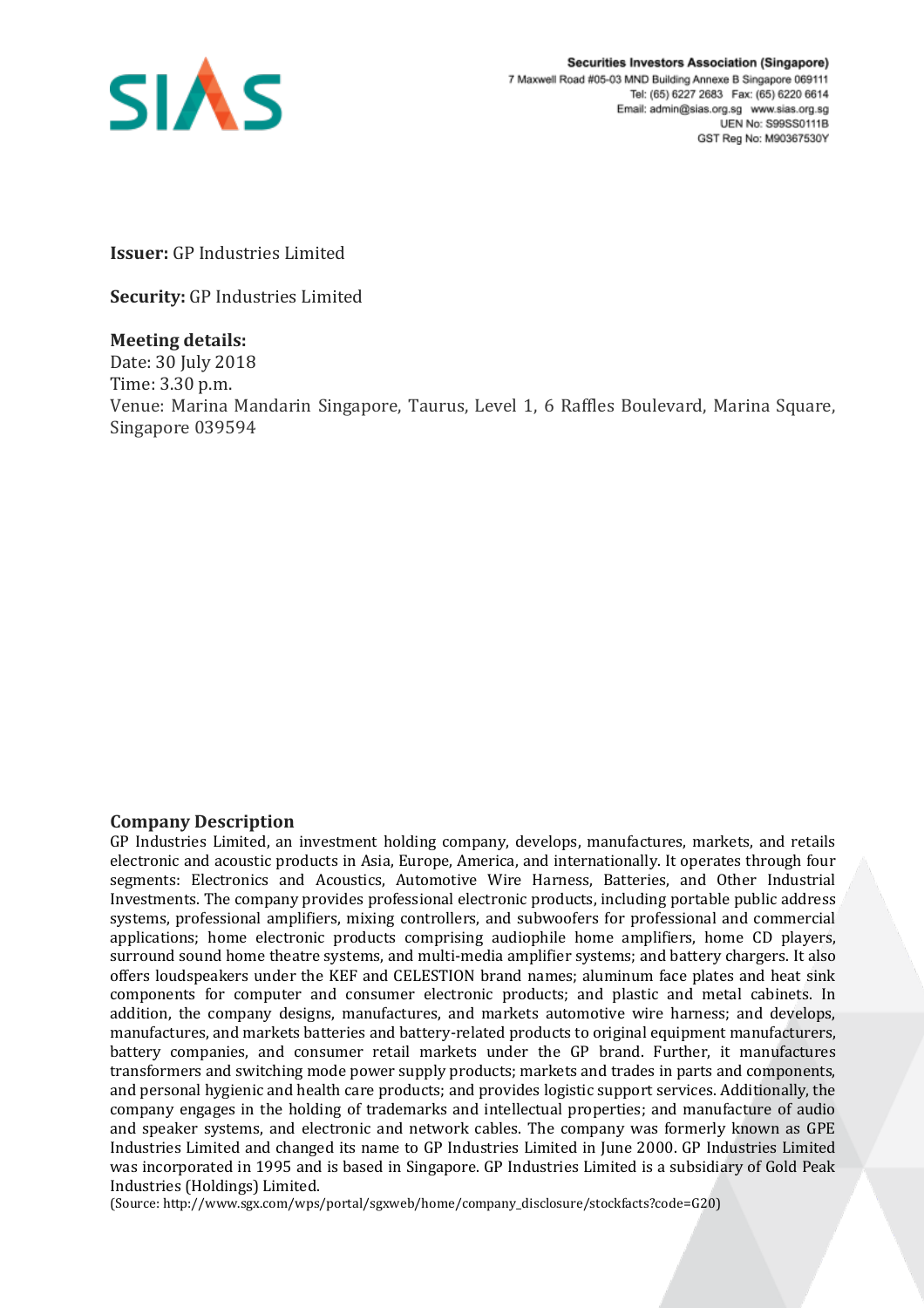Securities Investors Association (Singapore)
7 Maxwell Road #05-03 MND Building Annexe B Singapore 069111
Tel: (65) 6227 2683 Fax: (65) 6220 6614
Email: admin@sias.org.sg www.sias.org.sg
UEN No: S99SS0111B
GST Reg No: M90367530Y

**Issuer:** GP Industries Limited

**Security:** GP Industries Limited

**Meeting details:**
Date: 30 July 2018
Time: 3.30 p.m.
Venue: Marina Mandarin Singapore, Taurus, Level 1, 6 Raffles Boulevard, Marina Square, Singapore 039594

## Company Description

GP Industries Limited, an investment holding company, develops, manufactures, markets, and retails electronic and acoustic products in Asia, Europe, America, and internationally. It operates through four segments: Electronics and Acoustics, Automotive Wire Harness, Batteries, and Other Industrial Investments. The company provides professional electronic products, including portable public address systems, professional amplifiers, mixing controllers, and subwoofers for professional and commercial applications; home electronic products comprising audiophile home amplifiers, home CD players, surround sound home theatre systems, and multi-media amplifier systems; and battery chargers. It also offers loudspeakers under the KEF and CELESTION brand names; aluminum face plates and heat sink components for computer and consumer electronic products; and plastic and metal cabinets. In addition, the company designs, manufactures, and markets automotive wire harness; and develops, manufactures, and markets batteries and battery-related products to original equipment manufacturers, battery companies, and consumer retail markets under the GP brand. Further, it manufactures transformers and switching mode power supply products; markets and trades in parts and components, and personal hygienic and health care products; and provides logistic support services. Additionally, the company engages in the holding of trademarks and intellectual properties; and manufacture of audio and speaker systems, and electronic and network cables. The company was formerly known as GPE Industries Limited and changed its name to GP Industries Limited in June 2000. GP Industries Limited was incorporated in 1995 and is based in Singapore. GP Industries Limited is a subsidiary of Gold Peak Industries (Holdings) Limited.

(Source: http://www.sgx.com/wps/portal/sgxweb/home/company_disclosure/stockfacts?code=G20)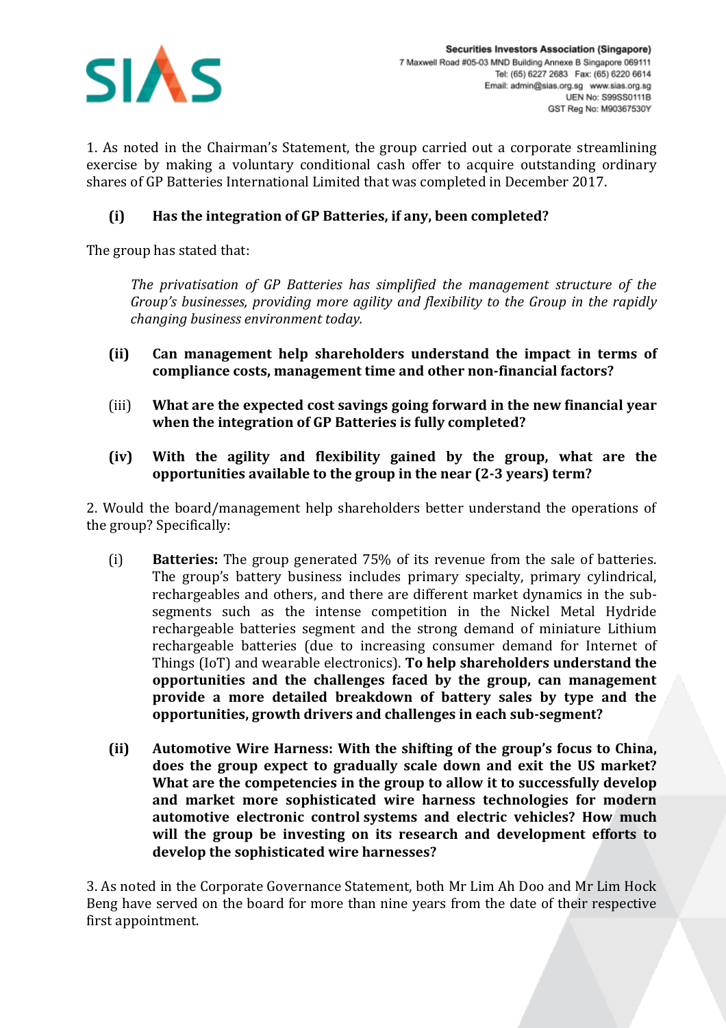1. As noted in the Chairman's Statement, the group carried out a corporate streamlining exercise by making a voluntary conditional cash offer to acquire outstanding ordinary shares of GP Batteries International Limited that was completed in December 2017.

**(i) Has the integration of GP Batteries, if any, been completed?**

The group has stated that:

> *The privatisation of GP Batteries has simplified the management structure of the Group's businesses, providing more agility and flexibility to the Group in the rapidly changing business environment today.*

**(ii) Can management help shareholders understand the impact in terms of compliance costs, management time and other non-financial factors?**

(iii) **What are the expected cost savings going forward in the new financial year when the integration of GP Batteries is fully completed?**

**(iv) With the agility and flexibility gained by the group, what are the opportunities available to the group in the near (2-3 years) term?**

2. Would the board/management help shareholders better understand the operations of the group? Specifically:

(i) **Batteries:** The group generated 75% of its revenue from the sale of batteries. The group's battery business includes primary specialty, primary cylindrical, rechargeables and others, and there are different market dynamics in the sub-segments such as the intense competition in the Nickel Metal Hydride rechargeable batteries segment and the strong demand of miniature Lithium rechargeable batteries (due to increasing consumer demand for Internet of Things (IoT) and wearable electronics). **To help shareholders understand the opportunities and the challenges faced by the group, can management provide a more detailed breakdown of battery sales by type and the opportunities, growth drivers and challenges in each sub-segment?**

**(ii) Automotive Wire Harness: With the shifting of the group's focus to China, does the group expect to gradually scale down and exit the US market? What are the competencies in the group to allow it to successfully develop and market more sophisticated wire harness technologies for modern automotive electronic control systems and electric vehicles? How much will the group be investing on its research and development efforts to develop the sophisticated wire harnesses?**

3. As noted in the Corporate Governance Statement, both Mr Lim Ah Doo and Mr Lim Hock Beng have served on the board for more than nine years from the date of their respective first appointment.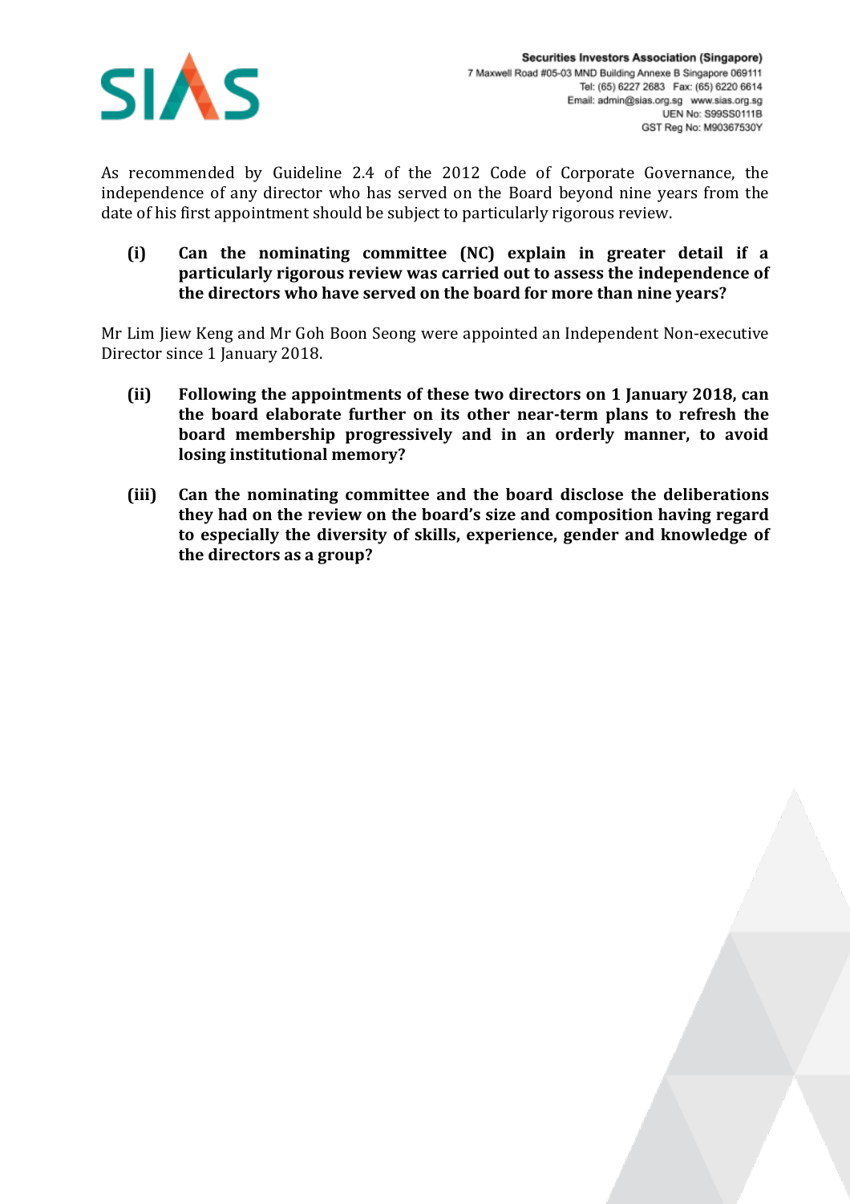As recommended by Guideline 2.4 of the 2012 Code of Corporate Governance, the independence of any director who has served on the Board beyond nine years from the date of his first appointment should be subject to particularly rigorous review.

**(i) Can the nominating committee (NC) explain in greater detail if a particularly rigorous review was carried out to assess the independence of the directors who have served on the board for more than nine years?**

Mr Lim Jiew Keng and Mr Goh Boon Seong were appointed an Independent Non-executive Director since 1 January 2018.

**(ii) Following the appointments of these two directors on 1 January 2018, can the board elaborate further on its other near-term plans to refresh the board membership progressively and in an orderly manner, to avoid losing institutional memory?**

**(iii) Can the nominating committee and the board disclose the deliberations they had on the review on the board's size and composition having regard to especially the diversity of skills, experience, gender and knowledge of the directors as a group?**